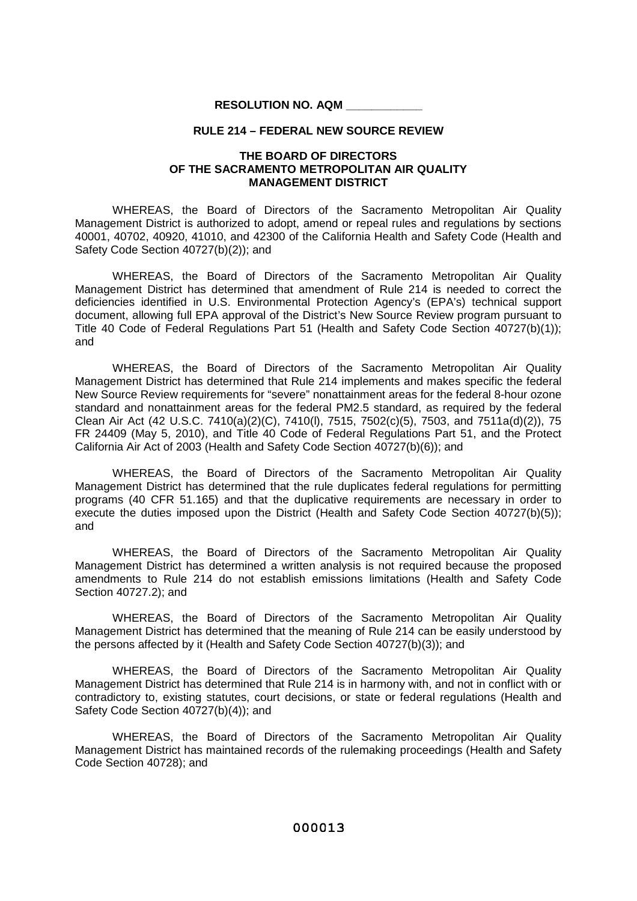**RESOLUTION NO. AQM \_\_\_\_\_\_\_\_\_\_\_\_**

**RULE 214 – FEDERAL NEW SOURCE REVIEW**

**THE BOARD OF DIRECTORS**
**OF THE SACRAMENTO METROPOLITAN AIR QUALITY MANAGEMENT DISTRICT**

WHEREAS, the Board of Directors of the Sacramento Metropolitan Air Quality Management District is authorized to adopt, amend or repeal rules and regulations by sections 40001, 40702, 40920, 41010, and 42300 of the California Health and Safety Code (Health and Safety Code Section 40727(b)(2)); and

WHEREAS, the Board of Directors of the Sacramento Metropolitan Air Quality Management District has determined that amendment of Rule 214 is needed to correct the deficiencies identified in U.S. Environmental Protection Agency's (EPA's) technical support document, allowing full EPA approval of the District's New Source Review program pursuant to Title 40 Code of Federal Regulations Part 51 (Health and Safety Code Section 40727(b)(1)); and

WHEREAS, the Board of Directors of the Sacramento Metropolitan Air Quality Management District has determined that Rule 214 implements and makes specific the federal New Source Review requirements for "severe" nonattainment areas for the federal 8-hour ozone standard and nonattainment areas for the federal PM2.5 standard, as required by the federal Clean Air Act (42 U.S.C. 7410(a)(2)(C), 7410(l), 7515, 7502(c)(5), 7503, and 7511a(d)(2)), 75 FR 24409 (May 5, 2010), and Title 40 Code of Federal Regulations Part 51, and the Protect California Air Act of 2003 (Health and Safety Code Section 40727(b)(6)); and

WHEREAS, the Board of Directors of the Sacramento Metropolitan Air Quality Management District has determined that the rule duplicates federal regulations for permitting programs (40 CFR 51.165) and that the duplicative requirements are necessary in order to execute the duties imposed upon the District (Health and Safety Code Section 40727(b)(5)); and

WHEREAS, the Board of Directors of the Sacramento Metropolitan Air Quality Management District has determined a written analysis is not required because the proposed amendments to Rule 214 do not establish emissions limitations (Health and Safety Code Section 40727.2); and

WHEREAS, the Board of Directors of the Sacramento Metropolitan Air Quality Management District has determined that the meaning of Rule 214 can be easily understood by the persons affected by it (Health and Safety Code Section 40727(b)(3)); and

WHEREAS, the Board of Directors of the Sacramento Metropolitan Air Quality Management District has determined that Rule 214 is in harmony with, and not in conflict with or contradictory to, existing statutes, court decisions, or state or federal regulations (Health and Safety Code Section 40727(b)(4)); and

WHEREAS, the Board of Directors of the Sacramento Metropolitan Air Quality Management District has maintained records of the rulemaking proceedings (Health and Safety Code Section 40728); and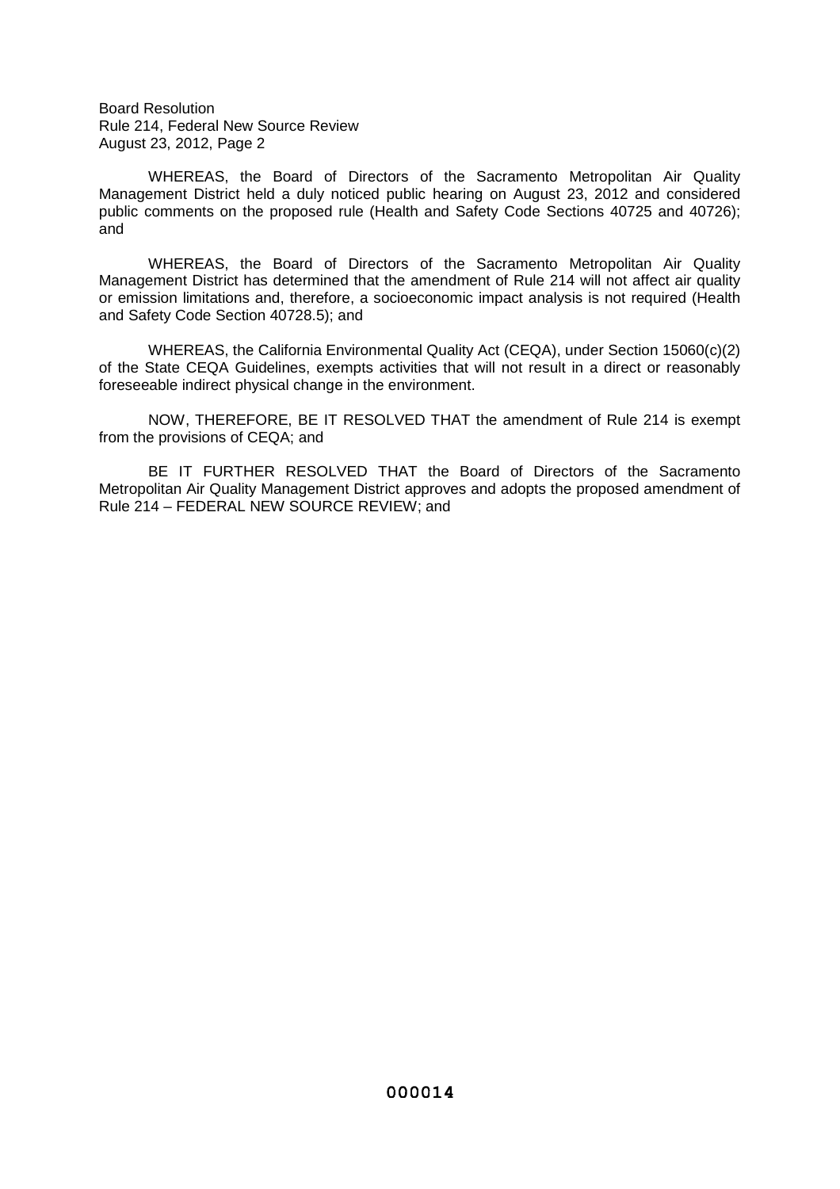WHEREAS, the Board of Directors of the Sacramento Metropolitan Air Quality Management District held a duly noticed public hearing on August 23, 2012 and considered public comments on the proposed rule (Health and Safety Code Sections 40725 and 40726); and

WHEREAS, the Board of Directors of the Sacramento Metropolitan Air Quality Management District has determined that the amendment of Rule 214 will not affect air quality or emission limitations and, therefore, a socioeconomic impact analysis is not required (Health and Safety Code Section 40728.5); and

WHEREAS, the California Environmental Quality Act (CEQA), under Section 15060(c)(2) of the State CEQA Guidelines, exempts activities that will not result in a direct or reasonably foreseeable indirect physical change in the environment.

NOW, THEREFORE, BE IT RESOLVED THAT the amendment of Rule 214 is exempt from the provisions of CEQA; and

BE IT FURTHER RESOLVED THAT the Board of Directors of the Sacramento Metropolitan Air Quality Management District approves and adopts the proposed amendment of Rule 214 – FEDERAL NEW SOURCE REVIEW; and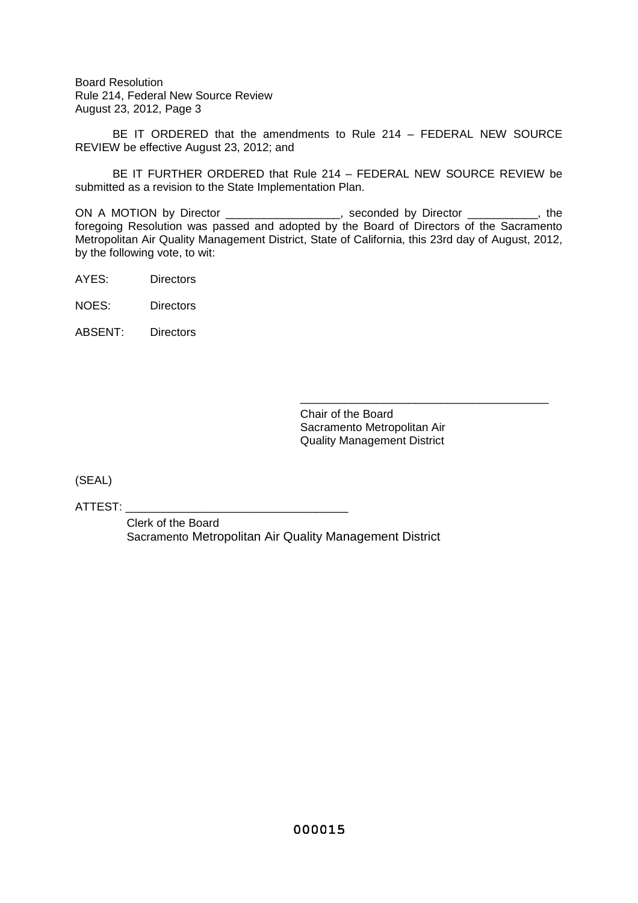BE IT ORDERED that the amendments to Rule 214 – FEDERAL NEW SOURCE REVIEW be effective August 23, 2012; and

BE IT FURTHER ORDERED that Rule 214 – FEDERAL NEW SOURCE REVIEW be submitted as a revision to the State Implementation Plan.

ON A MOTION by Director __________________, seconded by Director ___________, the foregoing Resolution was passed and adopted by the Board of Directors of the Sacramento Metropolitan Air Quality Management District, State of California, this 23rd day of August, 2012, by the following vote, to wit:

AYES: Directors

NOES: Directors

ABSENT: Directors

_______________________________________

Chair of the Board
Sacramento Metropolitan Air
Quality Management District

(SEAL)

ATTEST: __________________________________

Clerk of the Board
Sacramento Metropolitan Air Quality Management District

000015